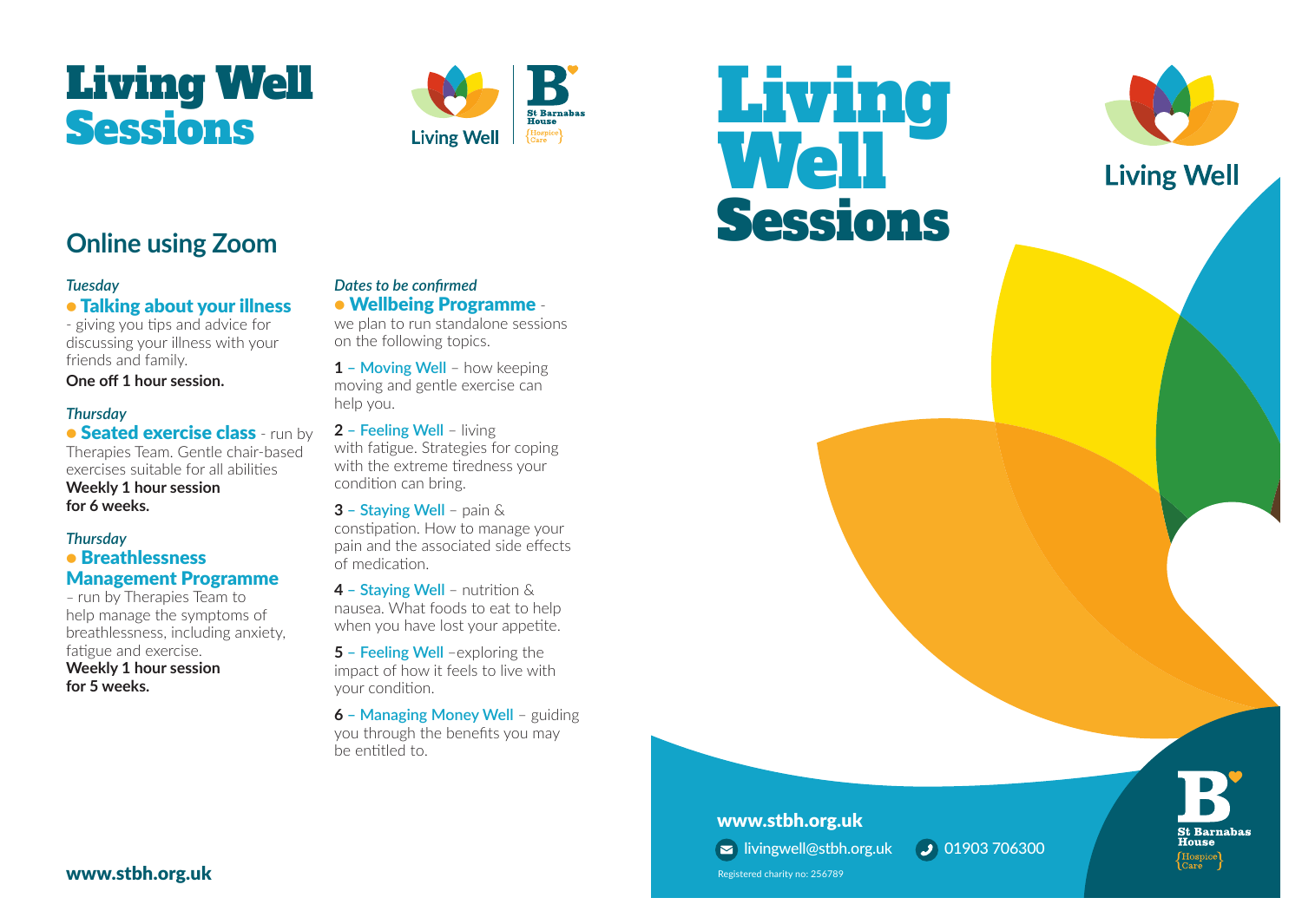# Living Well Sessions

Living Well | St Barnabas House {Hospice Care}

## Online using Zoom

*Tuesday*

● **Talking about your illness** - giving you tips and advice for discussing your illness with your friends and family.

**One off 1 hour session.**

*Thursday*

● **Seated exercise class** - run by Therapies Team. Gentle chair-based exercises suitable for all abilities

**Weekly 1 hour session for 6 weeks.**

*Thursday*

● **Breathlessness Management Programme** – run by Therapies Team to help manage the symptoms of breathlessness, including anxiety, fatigue and exercise.

**Weekly 1 hour session for 5 weeks.**

*Dates to be confirmed*

● **Wellbeing Programme** - we plan to run standalone sessions on the following topics.

**1** – **Moving Well** – how keeping moving and gentle exercise can help you.

**2** – **Feeling Well** – living with fatigue. Strategies for coping with the extreme tiredness your condition can bring.

**3** – **Staying Well** – pain & constipation. How to manage your pain and the associated side effects of medication.

**4** – **Staying Well** – nutrition & nausea. What foods to eat to help when you have lost your appetite.

**5** – **Feeling Well** –exploring the impact of how it feels to live with your condition.

**6** – **Managing Money Well** – guiding you through the benefits you may be entitled to.

www.stbh.org.uk

# Living Well Sessions

Living Well

**www.stbh.org.uk**

livingwell@stbh.org.uk 01903 706300

Registered charity no: 256789

St Barnabas House {Hospice Care}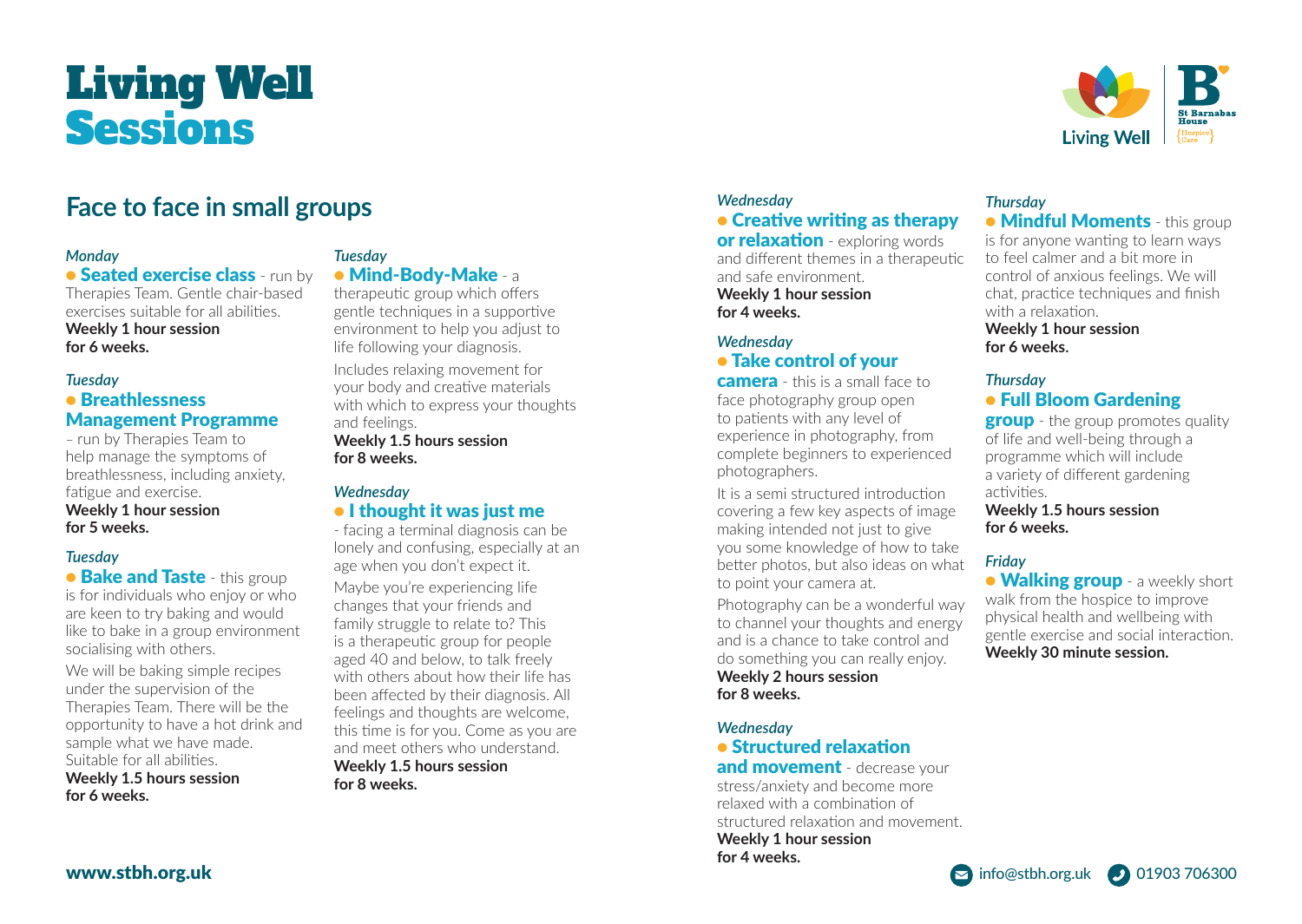# Living Well Sessions

Living Well | St Barnabas House Hospice Care

## Face to face in small groups

*Monday*

• **Seated exercise class** - run by Therapies Team. Gentle chair-based exercises suitable for all abilities.
**Weekly 1 hour session for 6 weeks.**

*Tuesday*

• **Breathlessness Management Programme** – run by Therapies Team to help manage the symptoms of breathlessness, including anxiety, fatigue and exercise.
**Weekly 1 hour session for 5 weeks.**

*Tuesday*

• **Bake and Taste** - this group is for individuals who enjoy or who are keen to try baking and would like to bake in a group environment socialising with others.

We will be baking simple recipes under the supervision of the Therapies Team. There will be the opportunity to have a hot drink and sample what we have made. Suitable for all abilities.
**Weekly 1.5 hours session for 6 weeks.**

*Tuesday*

• **Mind-Body-Make** - a therapeutic group which offers gentle techniques in a supportive environment to help you adjust to life following your diagnosis.

Includes relaxing movement for your body and creative materials with which to express your thoughts and feelings.
**Weekly 1.5 hours session for 8 weeks.**

*Wednesday*

• **I thought it was just me** - facing a terminal diagnosis can be lonely and confusing, especially at an age when you don't expect it.

Maybe you're experiencing life changes that your friends and family struggle to relate to? This is a therapeutic group for people aged 40 and below, to talk freely with others about how their life has been affected by their diagnosis. All feelings and thoughts are welcome, this time is for you. Come as you are and meet others who understand.
**Weekly 1.5 hours session for 8 weeks.**

*Wednesday*

• **Creative writing as therapy or relaxation** - exploring words and different themes in a therapeutic and safe environment.
**Weekly 1 hour session for 4 weeks.**

*Wednesday*

• **Take control of your camera** - this is a small face to face photography group open to patients with any level of experience in photography, from complete beginners to experienced photographers.

It is a semi structured introduction covering a few key aspects of image making intended not just to give you some knowledge of how to take better photos, but also ideas on what to point your camera at.

Photography can be a wonderful way to channel your thoughts and energy and is a chance to take control and do something you can really enjoy.
**Weekly 2 hours session for 8 weeks.**

*Wednesday*

• **Structured relaxation and movement** - decrease your stress/anxiety and become more relaxed with a combination of structured relaxation and movement.
**Weekly 1 hour session for 4 weeks.**

*Thursday*

• **Mindful Moments** - this group is for anyone wanting to learn ways to feel calmer and a bit more in control of anxious feelings. We will chat, practice techniques and finish with a relaxation.
**Weekly 1 hour session for 6 weeks.**

*Thursday*

• **Full Bloom Gardening group** - the group promotes quality of life and well-being through a programme which will include a variety of different gardening activities.
**Weekly 1.5 hours session for 6 weeks.**

*Friday*

• **Walking group** - a weekly short walk from the hospice to improve physical health and wellbeing with gentle exercise and social interaction.
**Weekly 30 minute session.**

www.stbh.org.uk

info@stbh.org.uk 01903 706300